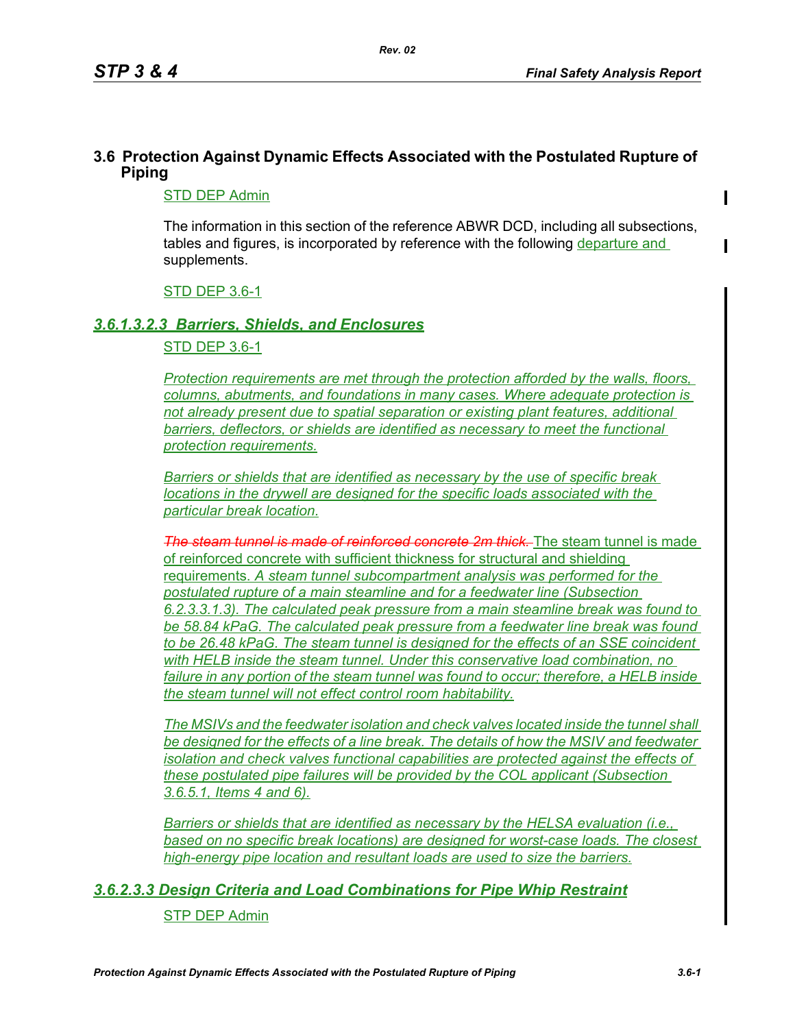## 3.6 Protection Against Dynamic Effects Associated with the Postulated Rupture of Piping

STD DEP Admin

The information in this section of the reference ABWR DCD, including all subsections, tables and figures, is incorporated by reference with the following departure and supplements.

STD DEP 3.6-1

### *3.6.1.3.2.3 Barriers, Shields, and Enclosures*

STD DEP 3.6-1

*Protection requirements are met through the protection afforded by the walls, floors, columns, abutments, and foundations in many cases. Where adequate protection is not already present due to spatial separation or existing plant features, additional barriers, deflectors, or shields are identified as necessary to meet the functional protection requirements.*

*Barriers or shields that are identified as necessary by the use of specific break locations in the drywell are designed for the specific loads associated with the particular break location.*

~~*The steam tunnel is made of reinforced concrete 2m thick.*~~ The steam tunnel is made of reinforced concrete with sufficient thickness for structural and shielding requirements. *A steam tunnel subcompartment analysis was performed for the postulated rupture of a main steamline and for a feedwater line (Subsection 6.2.3.3.1.3). The calculated peak pressure from a main steamline break was found to be 58.84 kPaG. The calculated peak pressure from a feedwater line break was found to be 26.48 kPaG. The steam tunnel is designed for the effects of an SSE coincident with HELB inside the steam tunnel. Under this conservative load combination, no failure in any portion of the steam tunnel was found to occur; therefore, a HELB inside the steam tunnel will not effect control room habitability.*

*The MSIVs and the feedwater isolation and check valves located inside the tunnel shall be designed for the effects of a line break. The details of how the MSIV and feedwater isolation and check valves functional capabilities are protected against the effects of these postulated pipe failures will be provided by the COL applicant (Subsection 3.6.5.1, Items 4 and 6).*

*Barriers or shields that are identified as necessary by the HELSA evaluation (i.e., based on no specific break locations) are designed for worst-case loads. The closest high-energy pipe location and resultant loads are used to size the barriers.*

### *3.6.2.3.3 Design Criteria and Load Combinations for Pipe Whip Restraint*

STP DEP Admin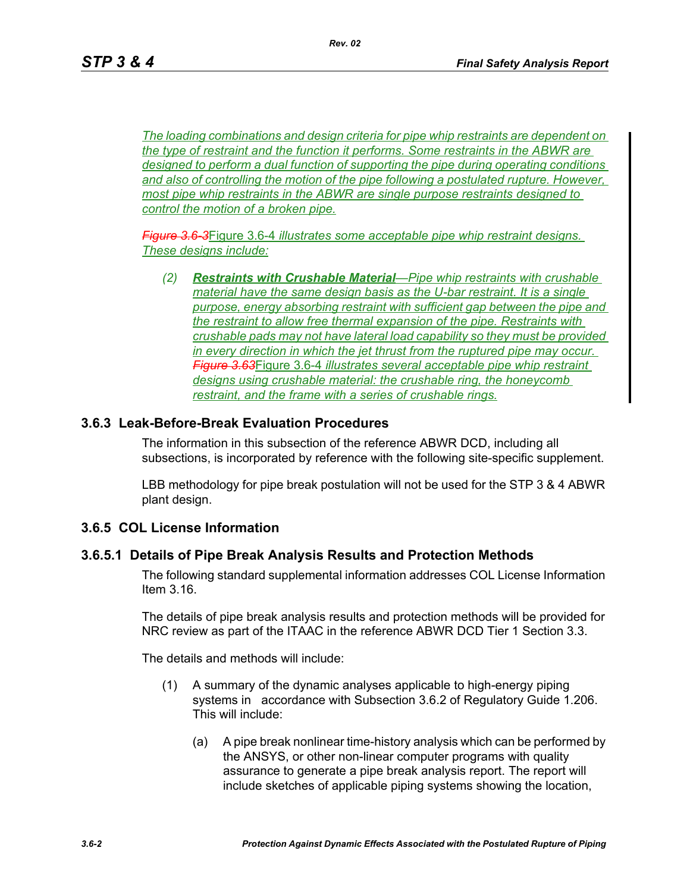*The loading combinations and design criteria for pipe whip restraints are dependent on the type of restraint and the function it performs. Some restraints in the ABWR are designed to perform a dual function of supporting the pipe during operating conditions and also of controlling the motion of the pipe following a postulated rupture. However, most pipe whip restraints in the ABWR are single purpose restraints designed to control the motion of a broken pipe.*

~~*Figure 3.6-3*~~Figure 3.6-4 *illustrates some acceptable pipe whip restraint designs. These designs include:*

*(2)* ***Restraints with Crushable Material****—Pipe whip restraints with crushable material have the same design basis as the U-bar restraint. It is a single purpose, energy absorbing restraint with sufficient gap between the pipe and the restraint to allow free thermal expansion of the pipe. Restraints with crushable pads may not have lateral load capability so they must be provided in every direction in which the jet thrust from the ruptured pipe may occur.* ~~*Figure 3.63*~~Figure 3.6-4 *illustrates several acceptable pipe whip restraint designs using crushable material: the crushable ring, the honeycomb restraint, and the frame with a series of crushable rings.*

## 3.6.3 Leak-Before-Break Evaluation Procedures

The information in this subsection of the reference ABWR DCD, including all subsections, is incorporated by reference with the following site-specific supplement.

LBB methodology for pipe break postulation will not be used for the STP 3 & 4 ABWR plant design.

## 3.6.5 COL License Information

### 3.6.5.1 Details of Pipe Break Analysis Results and Protection Methods

The following standard supplemental information addresses COL License Information Item 3.16.

The details of pipe break analysis results and protection methods will be provided for NRC review as part of the ITAAC in the reference ABWR DCD Tier 1 Section 3.3.

The details and methods will include:

(1) A summary of the dynamic analyses applicable to high-energy piping systems in accordance with Subsection 3.6.2 of Regulatory Guide 1.206. This will include:

(a) A pipe break nonlinear time-history analysis which can be performed by the ANSYS, or other non-linear computer programs with quality assurance to generate a pipe break analysis report. The report will include sketches of applicable piping systems showing the location,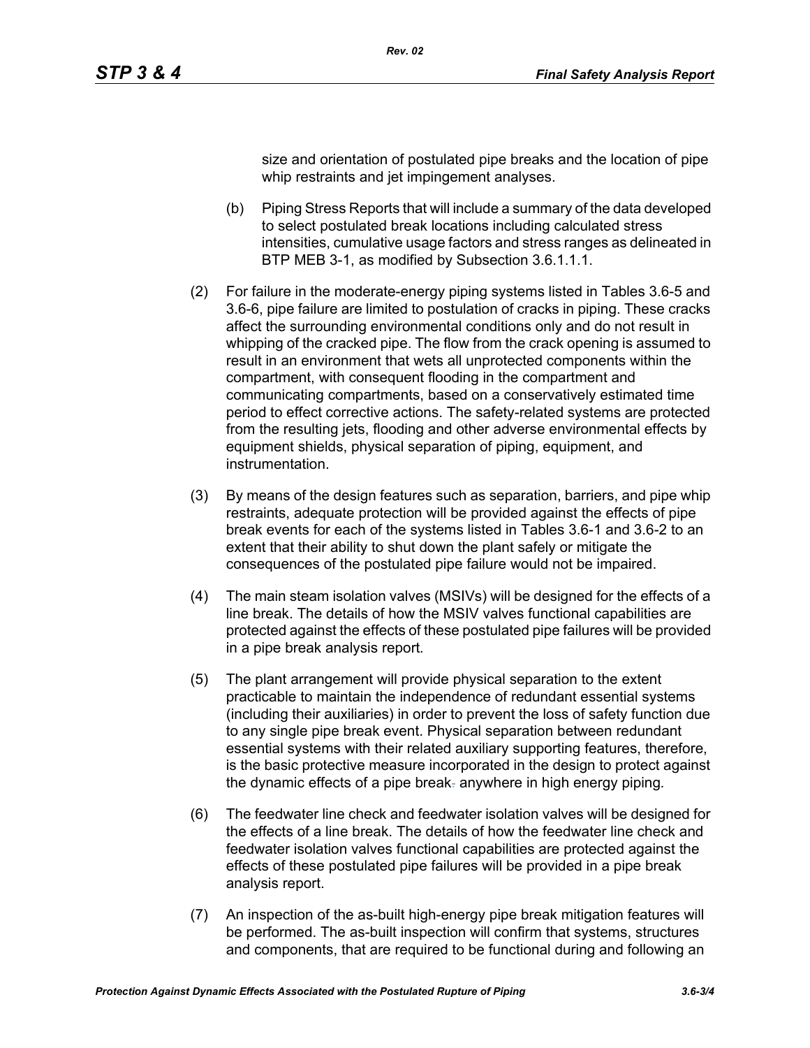size and orientation of postulated pipe breaks and the location of pipe whip restraints and jet impingement analyses.

(b) Piping Stress Reports that will include a summary of the data developed to select postulated break locations including calculated stress intensities, cumulative usage factors and stress ranges as delineated in BTP MEB 3-1, as modified by Subsection 3.6.1.1.1.

(2) For failure in the moderate-energy piping systems listed in Tables 3.6-5 and 3.6-6, pipe failure are limited to postulation of cracks in piping. These cracks affect the surrounding environmental conditions only and do not result in whipping of the cracked pipe. The flow from the crack opening is assumed to result in an environment that wets all unprotected components within the compartment, with consequent flooding in the compartment and communicating compartments, based on a conservatively estimated time period to effect corrective actions. The safety-related systems are protected from the resulting jets, flooding and other adverse environmental effects by equipment shields, physical separation of piping, equipment, and instrumentation.

(3) By means of the design features such as separation, barriers, and pipe whip restraints, adequate protection will be provided against the effects of pipe break events for each of the systems listed in Tables 3.6-1 and 3.6-2 to an extent that their ability to shut down the plant safely or mitigate the consequences of the postulated pipe failure would not be impaired.

(4) The main steam isolation valves (MSIVs) will be designed for the effects of a line break. The details of how the MSIV valves functional capabilities are protected against the effects of these postulated pipe failures will be provided in a pipe break analysis report.

(5) The plant arrangement will provide physical separation to the extent practicable to maintain the independence of redundant essential systems (including their auxiliaries) in order to prevent the loss of safety function due to any single pipe break event. Physical separation between redundant essential systems with their related auxiliary supporting features, therefore, is the basic protective measure incorporated in the design to protect against the dynamic effects of a pipe break anywhere in high energy piping.

(6) The feedwater line check and feedwater isolation valves will be designed for the effects of a line break. The details of how the feedwater line check and feedwater isolation valves functional capabilities are protected against the effects of these postulated pipe failures will be provided in a pipe break analysis report.

(7) An inspection of the as-built high-energy pipe break mitigation features will be performed. The as-built inspection will confirm that systems, structures and components, that are required to be functional during and following an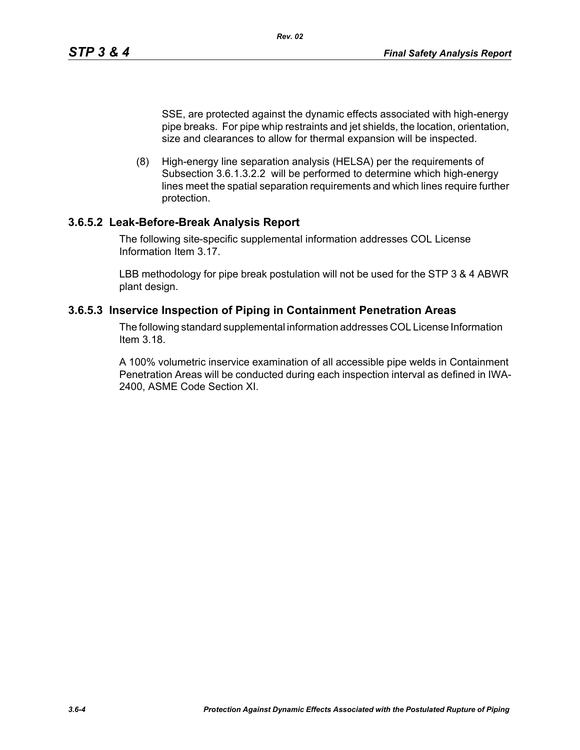SSE, are protected against the dynamic effects associated with high-energy pipe breaks. For pipe whip restraints and jet shields, the location, orientation, size and clearances to allow for thermal expansion will be inspected.

(8) High-energy line separation analysis (HELSA) per the requirements of Subsection 3.6.1.3.2.2 will be performed to determine which high-energy lines meet the spatial separation requirements and which lines require further protection.

### 3.6.5.2 Leak-Before-Break Analysis Report

The following site-specific supplemental information addresses COL License Information Item 3.17.

LBB methodology for pipe break postulation will not be used for the STP 3 & 4 ABWR plant design.

### 3.6.5.3 Inservice Inspection of Piping in Containment Penetration Areas

The following standard supplemental information addresses COL License Information Item 3.18.

A 100% volumetric inservice examination of all accessible pipe welds in Containment Penetration Areas will be conducted during each inspection interval as defined in IWA-2400, ASME Code Section XI.